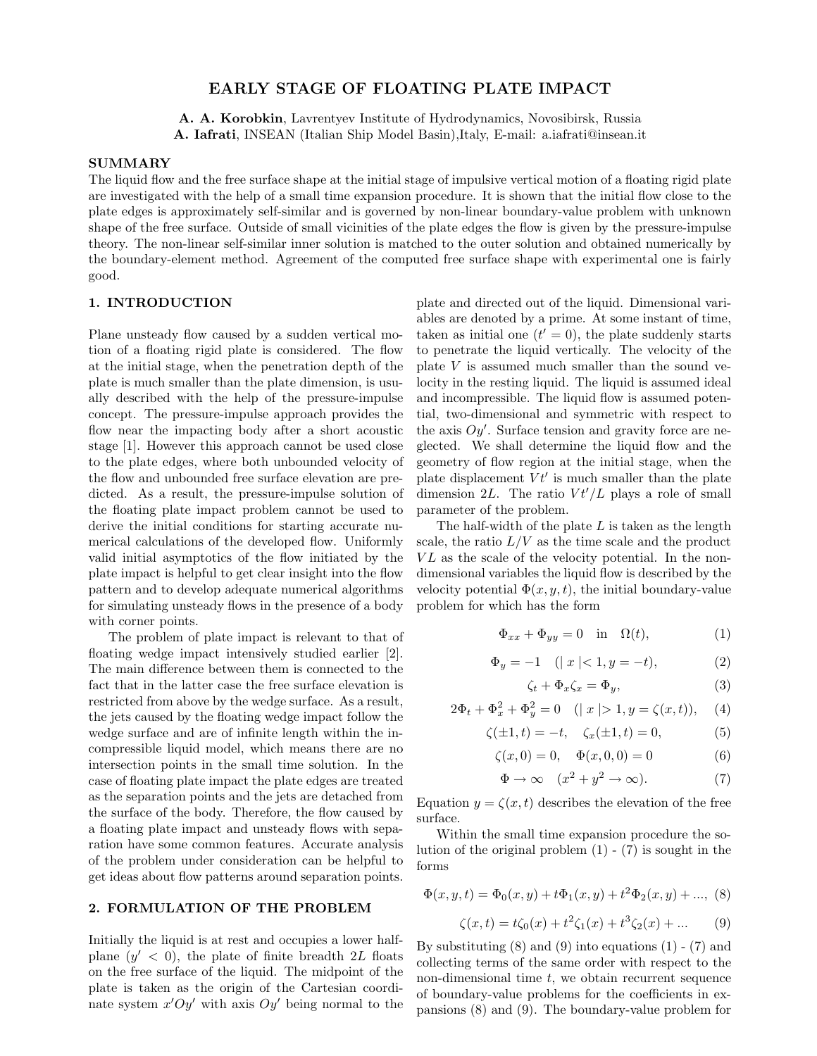# EARLY STAGE OF FLOATING PLATE IMPACT

**A. A. Korobkin**, Lavrentyev Institute of Hydrodynamics, Novosibirsk, Russia
**A. Iafrati**, INSEAN (Italian Ship Model Basin),Italy, E-mail: a.iafrati@insean.it

## SUMMARY

The liquid flow and the free surface shape at the initial stage of impulsive vertical motion of a floating rigid plate are investigated with the help of a small time expansion procedure. It is shown that the initial flow close to the plate edges is approximately self-similar and is governed by non-linear boundary-value problem with unknown shape of the free surface. Outside of small vicinities of the plate edges the flow is given by the pressure-impulse theory. The non-linear self-similar inner solution is matched to the outer solution and obtained numerically by the boundary-element method. Agreement of the computed free surface shape with experimental one is fairly good.

## 1. INTRODUCTION

Plane unsteady flow caused by a sudden vertical motion of a floating rigid plate is considered. The flow at the initial stage, when the penetration depth of the plate is much smaller than the plate dimension, is usually described with the help of the pressure-impulse concept. The pressure-impulse approach provides the flow near the impacting body after a short acoustic stage [1]. However this approach cannot be used close to the plate edges, where both unbounded velocity of the flow and unbounded free surface elevation are predicted. As a result, the pressure-impulse solution of the floating plate impact problem cannot be used to derive the initial conditions for starting accurate numerical calculations of the developed flow. Uniformly valid initial asymptotics of the flow initiated by the plate impact is helpful to get clear insight into the flow pattern and to develop adequate numerical algorithms for simulating unsteady flows in the presence of a body with corner points.

The problem of plate impact is relevant to that of floating wedge impact intensively studied earlier [2]. The main difference between them is connected to the fact that in the latter case the free surface elevation is restricted from above by the wedge surface. As a result, the jets caused by the floating wedge impact follow the wedge surface and are of infinite length within the incompressible liquid model, which means there are no intersection points in the small time solution. In the case of floating plate impact the plate edges are treated as the separation points and the jets are detached from the surface of the body. Therefore, the flow caused by a floating plate impact and unsteady flows with separation have some common features. Accurate analysis of the problem under consideration can be helpful to get ideas about flow patterns around separation points.

## 2. FORMULATION OF THE PROBLEM

Initially the liquid is at rest and occupies a lower half-plane ($y' < 0$), the plate of finite breadth $2L$ floats on the free surface of the liquid. The midpoint of the plate is taken as the origin of the Cartesian coordinate system $x'Oy'$ with axis $Oy'$ being normal to the plate and directed out of the liquid. Dimensional variables are denoted by a prime. At some instant of time, taken as initial one ($t' = 0$), the plate suddenly starts to penetrate the liquid vertically. The velocity of the plate $V$ is assumed much smaller than the sound velocity in the resting liquid. The liquid is assumed ideal and incompressible. The liquid flow is assumed potential, two-dimensional and symmetric with respect to the axis $Oy'$. Surface tension and gravity force are neglected. We shall determine the liquid flow and the geometry of flow region at the initial stage, when the plate displacement $Vt'$ is much smaller than the plate dimension $2L$. The ratio $Vt'/L$ plays a role of small parameter of the problem.

The half-width of the plate $L$ is taken as the length scale, the ratio $L/V$ as the time scale and the product $VL$ as the scale of the velocity potential. In the non-dimensional variables the liquid flow is described by the velocity potential $\Phi(x, y, t)$, the initial boundary-value problem for which has the form

$$\Phi_{xx} + \Phi_{yy} = 0 \quad \text{in} \quad \Omega(t), \tag{1}$$

$$\Phi_y = -1 \quad (\mid x \mid < 1, y = -t), \tag{2}$$

$$\zeta_t + \Phi_x \zeta_x = \Phi_y, \tag{3}$$

$$2\Phi_t + \Phi_x^2 + \Phi_y^2 = 0 \quad (\mid x \mid > 1, y = \zeta(x, t)), \tag{4}$$

$$\zeta(\pm 1, t) = -t, \quad \zeta_x(\pm 1, t) = 0, \tag{5}$$

$$\zeta(x, 0) = 0, \quad \Phi(x, 0, 0) = 0 \tag{6}$$

$$\Phi \to \infty \quad (x^2 + y^2 \to \infty). \tag{7}$$

Equation $y = \zeta(x, t)$ describes the elevation of the free surface.

Within the small time expansion procedure the solution of the original problem (1) - (7) is sought in the forms

$$\Phi(x, y, t) = \Phi_0(x, y) + t\Phi_1(x, y) + t^2\Phi_2(x, y) + ..., \tag{8}$$

$$\zeta(x, t) = t\zeta_0(x) + t^2\zeta_1(x) + t^3\zeta_2(x) + ... \tag{9}$$

By substituting (8) and (9) into equations (1) - (7) and collecting terms of the same order with respect to the non-dimensional time $t$, we obtain recurrent sequence of boundary-value problems for the coefficients in expansions (8) and (9). The boundary-value problem for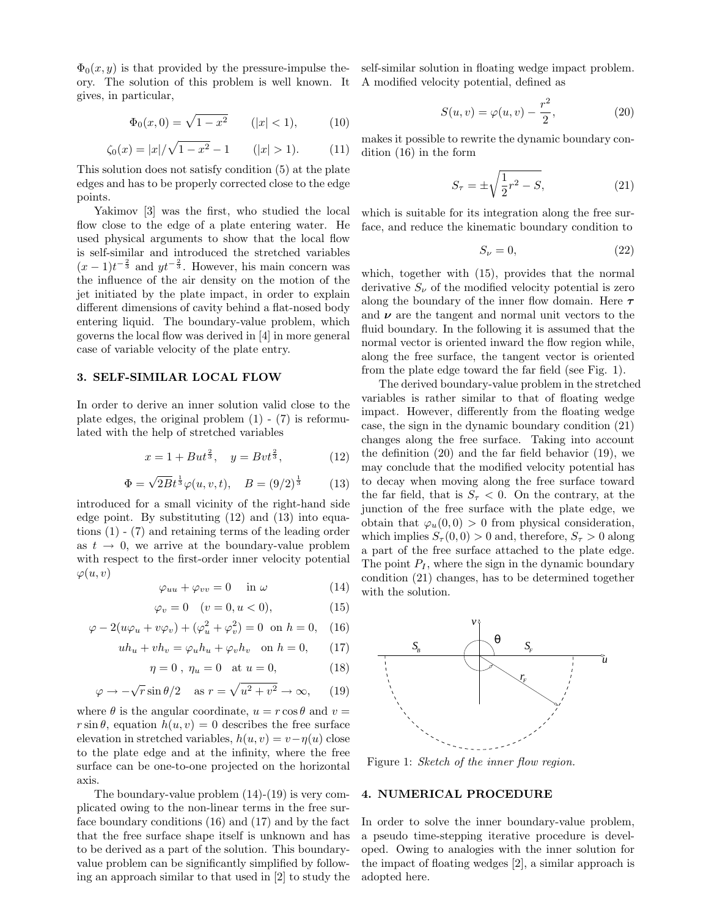$\Phi_0(x, y)$ is that provided by the pressure-impulse theory. The solution of this problem is well known. It gives, in particular,

$$\Phi_0(x, 0) = \sqrt{1 - x^2} \qquad (|x| < 1), \tag{10}$$

$$\zeta_0(x) = |x|/\sqrt{1 - x^2} - 1 \qquad (|x| > 1). \tag{11}$$

This solution does not satisfy condition (5) at the plate edges and has to be properly corrected close to the edge points.

Yakimov [3] was the first, who studied the local flow close to the edge of a plate entering water. He used physical arguments to show that the local flow is self-similar and introduced the stretched variables $(x-1)t^{-\frac{2}{3}}$ and $yt^{-\frac{2}{3}}$. However, his main concern was the influence of the air density on the motion of the jet initiated by the plate impact, in order to explain different dimensions of cavity behind a flat-nosed body entering liquid. The boundary-value problem, which governs the local flow was derived in [4] in more general case of variable velocity of the plate entry.

## 3. SELF-SIMILAR LOCAL FLOW

In order to derive an inner solution valid close to the plate edges, the original problem (1) - (7) is reformulated with the help of stretched variables

$$x = 1 + But^{\frac{2}{3}}, \quad y = Bvt^{\frac{2}{3}}, \tag{12}$$

$$\Phi = \sqrt{2B}t^{\frac{1}{3}}\varphi(u, v, t), \quad B = (9/2)^{\frac{1}{3}} \tag{13}$$

introduced for a small vicinity of the right-hand side edge point. By substituting (12) and (13) into equations (1) - (7) and retaining terms of the leading order as $t \to 0$, we arrive at the boundary-value problem with respect to the first-order inner velocity potential $\varphi(u, v)$

$$\varphi_{uu} + \varphi_{vv} = 0 \quad \text{in } \omega \tag{14}$$

$$\varphi_v = 0 \quad (v = 0, u < 0), \tag{15}$$

$$\varphi - 2(u\varphi_u + v\varphi_v) + (\varphi_u^2 + \varphi_v^2) = 0 \ \text{ on } h = 0, \tag{16}$$

$$uh_u + vh_v = \varphi_u h_u + \varphi_v h_v \quad \text{on } h = 0, \tag{17}$$

$$\eta = 0\ ,\ \eta_u = 0 \quad \text{at } u = 0, \tag{18}$$

$$\varphi \to -\sqrt{r}\sin\theta/2 \quad \text{as } r = \sqrt{u^2 + v^2} \to \infty, \tag{19}$$

where $\theta$ is the angular coordinate, $u = r\cos\theta$ and $v = r\sin\theta$, equation $h(u, v) = 0$ describes the free surface elevation in stretched variables, $h(u, v) = v - \eta(u)$ close to the plate edge and at the infinity, where the free surface can be one-to-one projected on the horizontal axis.

The boundary-value problem (14)-(19) is very complicated owing to the non-linear terms in the free surface boundary conditions (16) and (17) and by the fact that the free surface shape itself is unknown and has to be derived as a part of the solution. This boundary-value problem can be significantly simplified by following an approach similar to that used in [2] to study the self-similar solution in floating wedge impact problem. A modified velocity potential, defined as

$$S(u, v) = \varphi(u, v) - \frac{r^2}{2}, \tag{20}$$

makes it possible to rewrite the dynamic boundary condition (16) in the form

$$S_\tau = \pm\sqrt{\frac{1}{2}r^2 - S}, \tag{21}$$

which is suitable for its integration along the free surface, and reduce the kinematic boundary condition to

$$S_\nu = 0, \tag{22}$$

which, together with (15), provides that the normal derivative $S_\nu$ of the modified velocity potential is zero along the boundary of the inner flow domain. Here $\boldsymbol{\tau}$ and $\boldsymbol{\nu}$ are the tangent and normal unit vectors to the fluid boundary. In the following it is assumed that the normal vector is oriented inward the flow region while, along the free surface, the tangent vector is oriented from the plate edge toward the far field (see Fig. 1).

The derived boundary-value problem in the stretched variables is rather similar to that of floating wedge impact. However, differently from the floating wedge case, the sign in the dynamic boundary condition (21) changes along the free surface. Taking into account the definition (20) and the far field behavior (19), we may conclude that the modified velocity potential has to decay when moving along the free surface toward the far field, that is $S_\tau < 0$. On the contrary, at the junction of the free surface with the plate edge, we obtain that $\varphi_u(0, 0) > 0$ from physical consideration, which implies $S_\tau(0, 0) > 0$ and, therefore, $S_\tau > 0$ along a part of the free surface attached to the plate edge. The point $P_I$, where the sign in the dynamic boundary condition (21) changes, has to be determined together with the solution.

Figure 1: *Sketch of the inner flow region.*

## 4. NUMERICAL PROCEDURE

In order to solve the inner boundary-value problem, a pseudo time-stepping iterative procedure is developed. Owing to analogies with the inner solution for the impact of floating wedges [2], a similar approach is adopted here.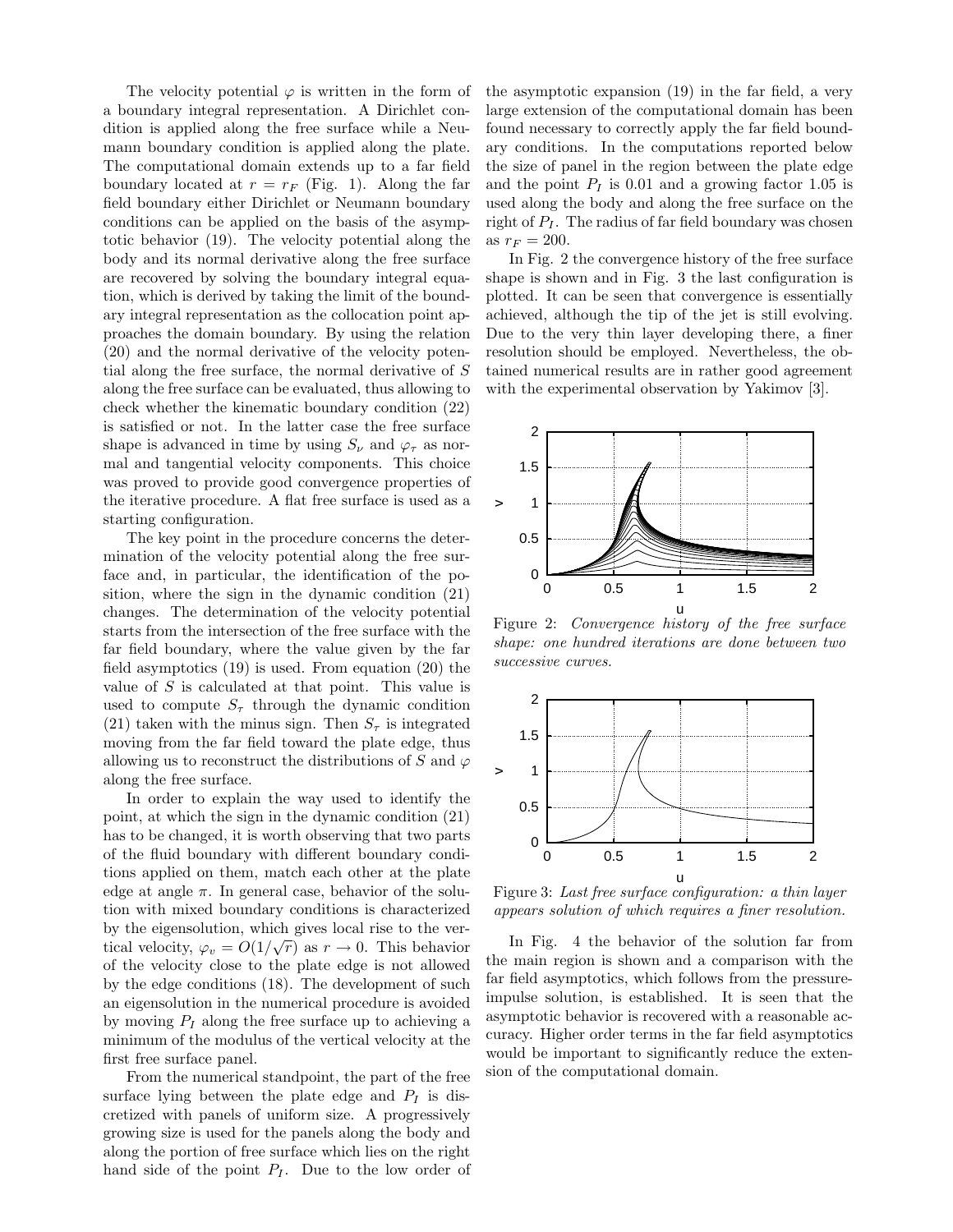The velocity potential $\varphi$ is written in the form of a boundary integral representation. A Dirichlet condition is applied along the free surface while a Neumann boundary condition is applied along the plate. The computational domain extends up to a far field boundary located at $r = r_F$ (Fig. 1). Along the far field boundary either Dirichlet or Neumann boundary conditions can be applied on the basis of the asymptotic behavior (19). The velocity potential along the body and its normal derivative along the free surface are recovered by solving the boundary integral equation, which is derived by taking the limit of the boundary integral representation as the collocation point approaches the domain boundary. By using the relation (20) and the normal derivative of the velocity potential along the free surface, the normal derivative of $S$ along the free surface can be evaluated, thus allowing to check whether the kinematic boundary condition (22) is satisfied or not. In the latter case the free surface shape is advanced in time by using $S_\nu$ and $\varphi_\tau$ as normal and tangential velocity components. This choice was proved to provide good convergence properties of the iterative procedure. A flat free surface is used as a starting configuration.

The key point in the procedure concerns the determination of the velocity potential along the free surface and, in particular, the identification of the position, where the sign in the dynamic condition (21) changes. The determination of the velocity potential starts from the intersection of the free surface with the far field boundary, where the value given by the far field asymptotics (19) is used. From equation (20) the value of $S$ is calculated at that point. This value is used to compute $S_\tau$ through the dynamic condition (21) taken with the minus sign. Then $S_\tau$ is integrated moving from the far field toward the plate edge, thus allowing us to reconstruct the distributions of $S$ and $\varphi$ along the free surface.

In order to explain the way used to identify the point, at which the sign in the dynamic condition (21) has to be changed, it is worth observing that two parts of the fluid boundary with different boundary conditions applied on them, match each other at the plate edge at angle $\pi$. In general case, behavior of the solution with mixed boundary conditions is characterized by the eigensolution, which gives local rise to the vertical velocity, $\varphi_v = O(1/\sqrt{r})$ as $r \to 0$. This behavior of the velocity close to the plate edge is not allowed by the edge conditions (18). The development of such an eigensolution in the numerical procedure is avoided by moving $P_I$ along the free surface up to achieving a minimum of the modulus of the vertical velocity at the first free surface panel.

From the numerical standpoint, the part of the free surface lying between the plate edge and $P_I$ is discretized with panels of uniform size. A progressively growing size is used for the panels along the body and along the portion of free surface which lies on the right hand side of the point $P_I$. Due to the low order of the asymptotic expansion (19) in the far field, a very large extension of the computational domain has been found necessary to correctly apply the far field boundary conditions. In the computations reported below the size of panel in the region between the plate edge and the point $P_I$ is 0.01 and a growing factor 1.05 is used along the body and along the free surface on the right of $P_I$. The radius of far field boundary was chosen as $r_F = 200$.

In Fig. 2 the convergence history of the free surface shape is shown and in Fig. 3 the last configuration is plotted. It can be seen that convergence is essentially achieved, although the tip of the jet is still evolving. Due to the very thin layer developing there, a finer resolution should be employed. Nevertheless, the obtained numerical results are in rather good agreement with the experimental observation by Yakimov [3].

Figure 2: *Convergence history of the free surface shape: one hundred iterations are done between two successive curves.*

Figure 3: *Last free surface configuration: a thin layer appears solution of which requires a finer resolution.*

In Fig. 4 the behavior of the solution far from the main region is shown and a comparison with the far field asymptotics, which follows from the pressure-impulse solution, is established. It is seen that the asymptotic behavior is recovered with a reasonable accuracy. Higher order terms in the far field asymptotics would be important to significantly reduce the extension of the computational domain.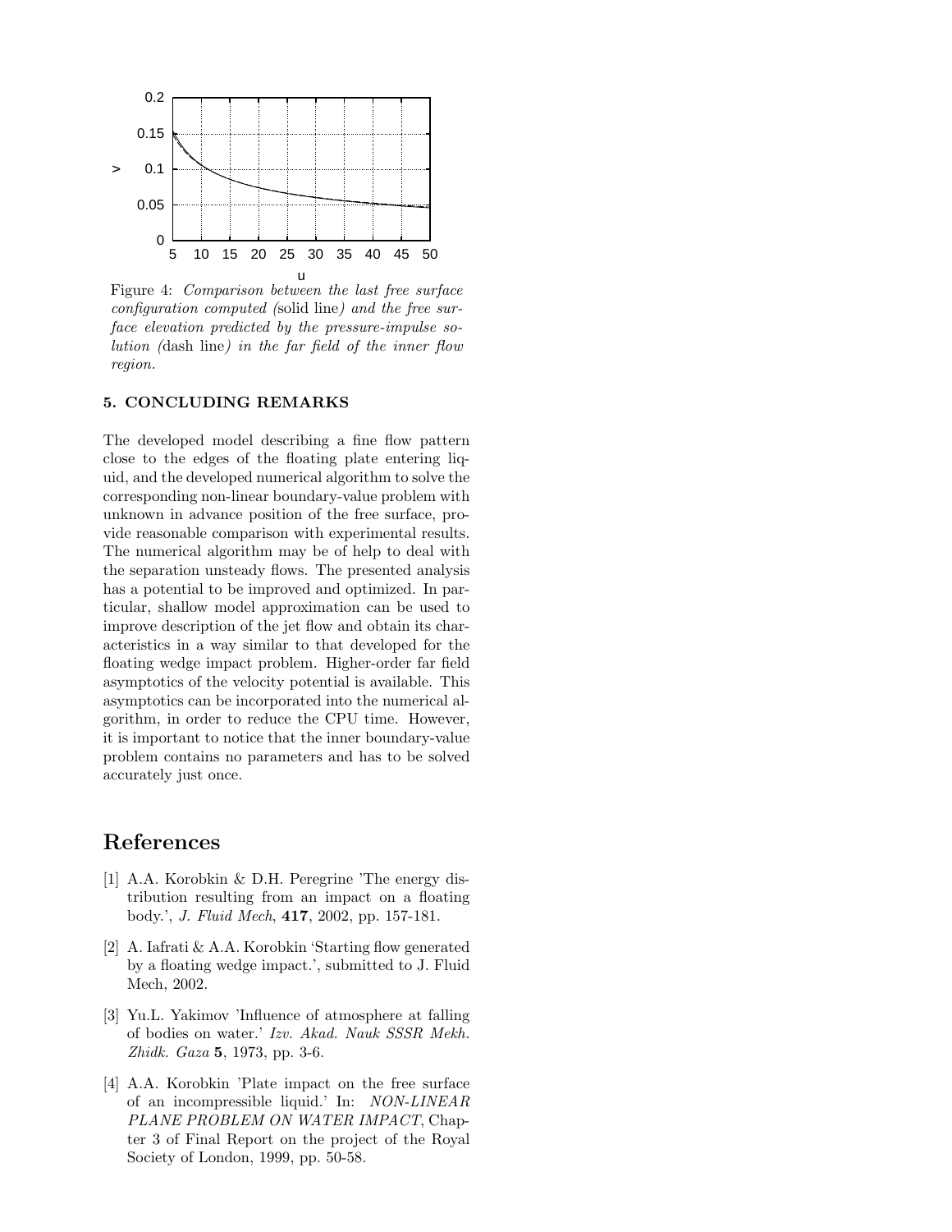0.2
0.15
>
0.1
0.05
0
5 10 15 20 25 30 35 40 45 50
u

Figure 4: *Comparison between the last free surface configuration computed (*solid line*) and the free surface elevation predicted by the pressure-impulse solution (*dash line*) in the far field of the inner flow region.*

### 5. CONCLUDING REMARKS

The developed model describing a fine flow pattern close to the edges of the floating plate entering liquid, and the developed numerical algorithm to solve the corresponding non-linear boundary-value problem with unknown in advance position of the free surface, provide reasonable comparison with experimental results. The numerical algorithm may be of help to deal with the separation unsteady flows. The presented analysis has a potential to be improved and optimized. In particular, shallow model approximation can be used to improve description of the jet flow and obtain its characteristics in a way similar to that developed for the floating wedge impact problem. Higher-order far field asymptotics of the velocity potential is available. This asymptotics can be incorporated into the numerical algorithm, in order to reduce the CPU time. However, it is important to notice that the inner boundary-value problem contains no parameters and has to be solved accurately just once.

## References

[1] A.A. Korobkin & D.H. Peregrine 'The energy distribution resulting from an impact on a floating body.', *J. Fluid Mech*, **417**, 2002, pp. 157-181.

[2] A. Iafrati & A.A. Korobkin 'Starting flow generated by a floating wedge impact.', submitted to J. Fluid Mech, 2002.

[3] Yu.L. Yakimov 'Influence of atmosphere at falling of bodies on water.' *Izv. Akad. Nauk SSSR Mekh. Zhidk. Gaza* **5**, 1973, pp. 3-6.

[4] A.A. Korobkin 'Plate impact on the free surface of an incompressible liquid.' In: *NON-LINEAR PLANE PROBLEM ON WATER IMPACT*, Chapter 3 of Final Report on the project of the Royal Society of London, 1999, pp. 50-58.